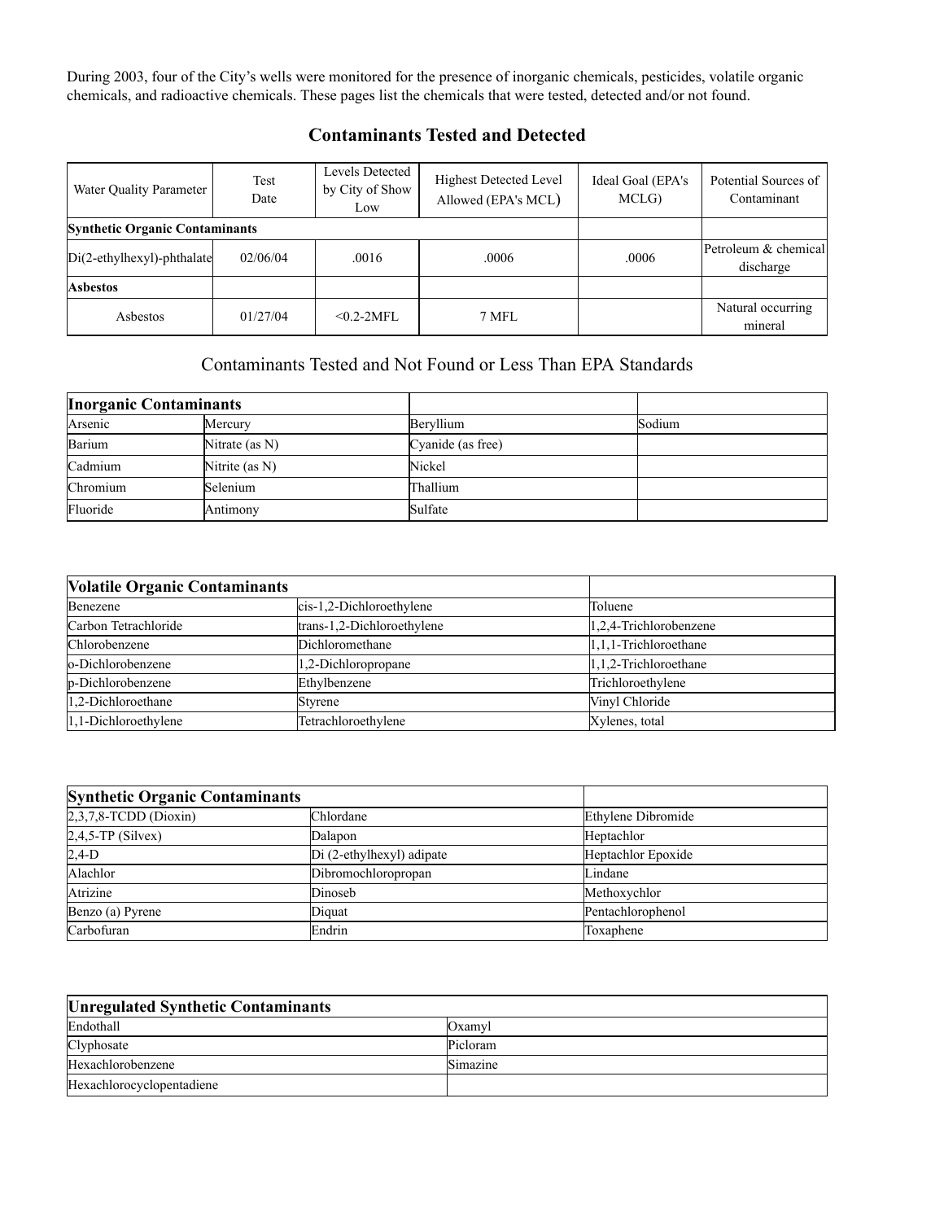During 2003, four of the City's wells were monitored for the presence of inorganic chemicals, pesticides, volatile organic chemicals, and radioactive chemicals. These pages list the chemicals that were tested, detected and/or not found.

## Contaminants Tested and Detected

| Water Quality Parameter | Test Date | Levels Detected by City of Show Low | Highest Detected Level Allowed (EPA's MCL) | Ideal Goal (EPA's MCLG) | Potential Sources of Contaminant |
|---|---|---|---|---|---|
| **Synthetic Organic Contaminants** | | | | | |
| Di(2-ethylhexyl)-phthalate | 02/06/04 | .0016 | .0006 | .0006 | Petroleum & chemical discharge |
| **Asbestos** | | | | | |
| Asbestos | 01/27/04 | <0.2-2MFL | 7 MFL | | Natural occurring mineral |

## Contaminants Tested and Not Found or Less Than EPA Standards

| **Inorganic Contaminants** | | | |
|---|---|---|---|
| Arsenic | Mercury | Beryllium | Sodium |
| Barium | Nitrate (as N) | Cyanide (as free) | |
| Cadmium | Nitrite (as N) | Nickel | |
| Chromium | Selenium | Thallium | |
| Fluoride | Antimony | Sulfate | |

| **Volatile Organic Contaminants** | | |
|---|---|---|
| Benezene | cis-1,2-Dichloroethylene | Toluene |
| Carbon Tetrachloride | trans-1,2-Dichloroethylene | 1,2,4-Trichlorobenzene |
| Chlorobenzene | Dichloromethane | 1,1,1-Trichloroethane |
| o-Dichlorobenzene | 1,2-Dichloropropane | 1,1,2-Trichloroethane |
| p-Dichlorobenzene | Ethylbenzene | Trichloroethylene |
| 1,2-Dichloroethane | Styrene | Vinyl Chloride |
| 1,1-Dichloroethylene | Tetrachloroethylene | Xylenes, total |

| **Synthetic Organic Contaminants** | | |
|---|---|---|
| 2,3,7,8-TCDD (Dioxin) | Chlordane | Ethylene Dibromide |
| 2,4,5-TP (Silvex) | Dalapon | Heptachlor |
| 2,4-D | Di (2-ethylhexyl) adipate | Heptachlor Epoxide |
| Alachlor | Dibromochloropropan | Lindane |
| Atrizine | Dinoseb | Methoxychlor |
| Benzo (a) Pyrene | Diquat | Pentachlorophenol |
| Carbofuran | Endrin | Toxaphene |

| **Unregulated Synthetic Contaminants** | |
|---|---|
| Endothall | Oxamyl |
| Clyphosate | Picloram |
| Hexachlorobenzene | Simazine |
| Hexachlorocyclopentadiene | |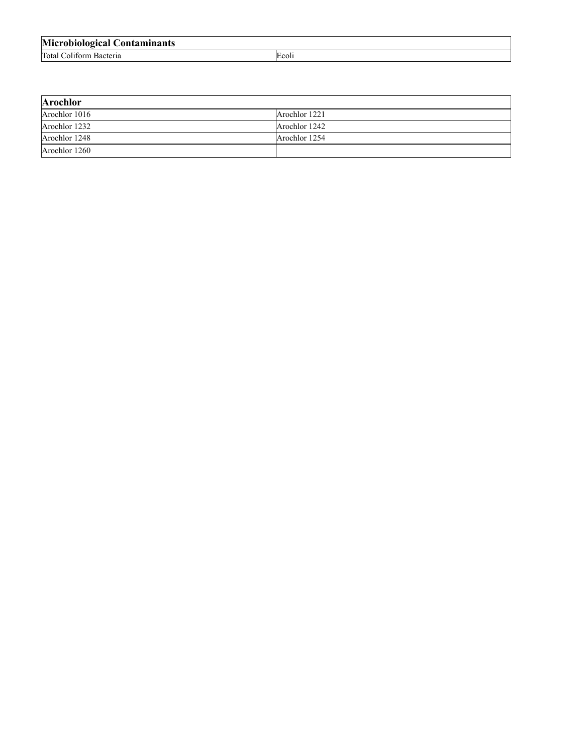| Microbiological Contaminants | |
|---|---|
| Total Coliform Bacteria | Ecoli |

| Arochlor | |
|---|---|
| Arochlor 1016 | Arochlor 1221 |
| Arochlor 1232 | Arochlor 1242 |
| Arochlor 1248 | Arochlor 1254 |
| Arochlor 1260 | |